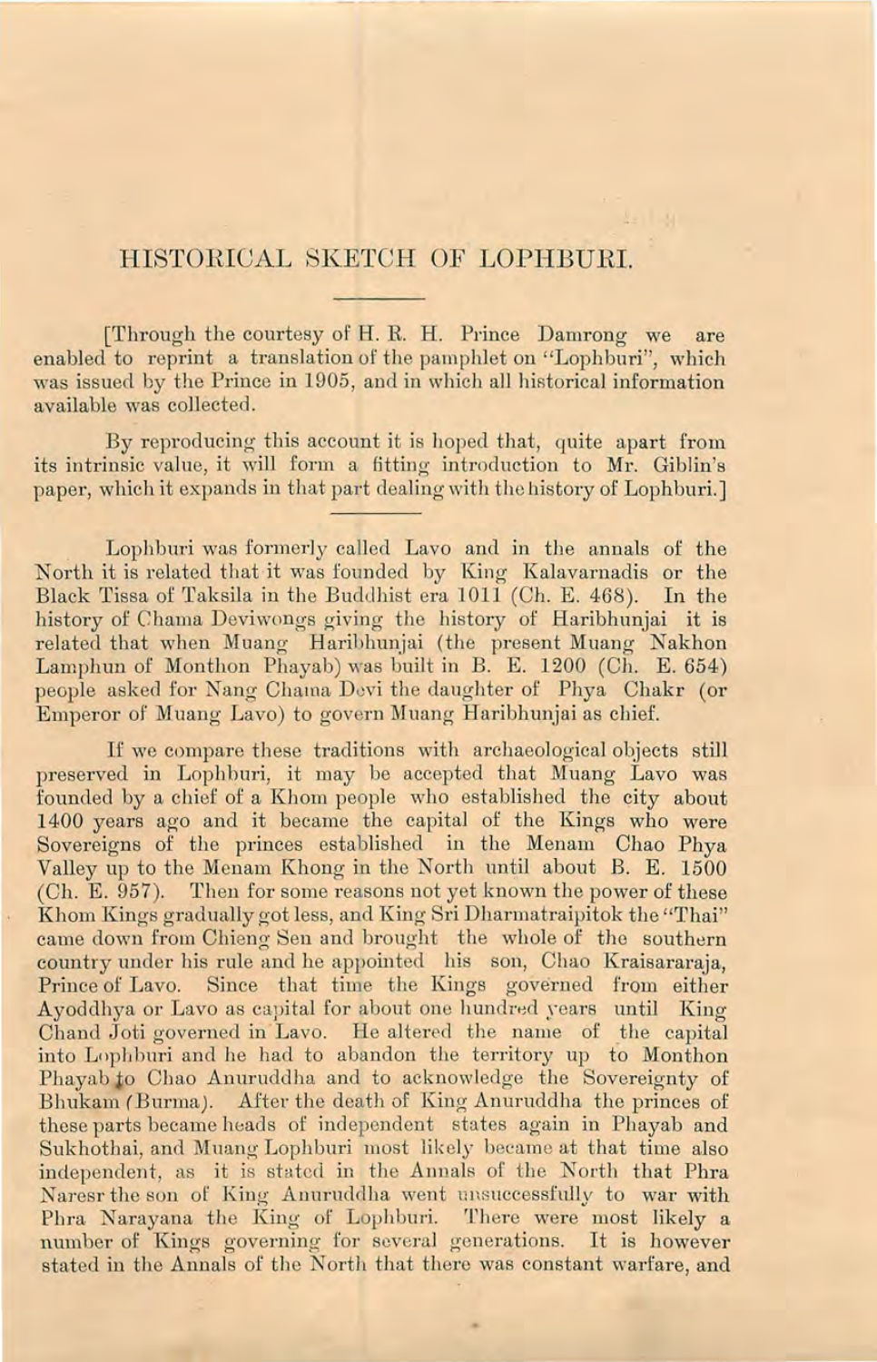# HISTORICAL SKETCH OF LOPHBURI.

[Through the courtesy of H. R. H. Prince Damrong we are enabled to reprint a translation of the pamphlet on "Lophburi", which was issued by the Prince in 1905, and in which all historical information available was collected.

By reproducing this account it is hoped that, quite apart from its intrinsic value, it will form a fitting introduction to Mr. Giblin's paper, which it expands in that part dealing with the history of Lophburi.]

Lophburi was formerly called Lavo and in the annals of the North it is related that it was founded by King Kalavarnadis or the Black Tissa of Taksila in the Buddhist era 1011 (Ch. E. 468). In the history of Chama Deviwongs giving the history of Haribhunjai it is related that when Muang Haribhunjai (the present Muang Nakhon Lamphun of Monthon Phayab) was built in B. E. 1200 (Ch. E. 654) people asked for Nang Chama Devi the daughter of Phya Chakr (or Emperor of Muang Lavo) to govern Muang Haribhunjai as chief.

If we compare these traditions with archaeological objects still preserved in Lophburi, it may be accepted that Muang Lavo was founded by a chief of a Khom people who established the city about 1400 years ago and it became the capital of the Kings who were Sovereigns of the princes established in the Menam Chao Phya Valley up to the Menam Khong in the North until about B. E. 1500 (Ch. E. 957). Then for some reasons not yet known the power of these Khom Kings gradually got less, and King Sri Dharmatraipitok the "Thai" came down from Chieng Sen and brought the whole of the southern country under his rule and he appointed his son, Chao Kraisararaja, Prince of Lavo. Since that time the Kings governed from either Ayoddhya or Lavo as capital for about one hundred years until King Chand Joti governed in Lavo. He altered the name of the capital into Lophburi and he had to abandon the territory up to Monthon Phayab to Chao Anuruddha and to acknowledge the Sovereignty of Bhukam (Burma). After the death of King Anuruddha the princes of these parts became heads of independent states again in Phayab and Sukhothai, and Muang Lophburi most likely became at that time also independent, as it is stated in the Annals of the North that Phra Naresr the son of King Anuruddha went unsuccessfully to war with Phra Narayana the King of Lophburi. There were most likely a number of Kings governing for several generations. It is however stated in the Annals of the North that there was constant warfare, and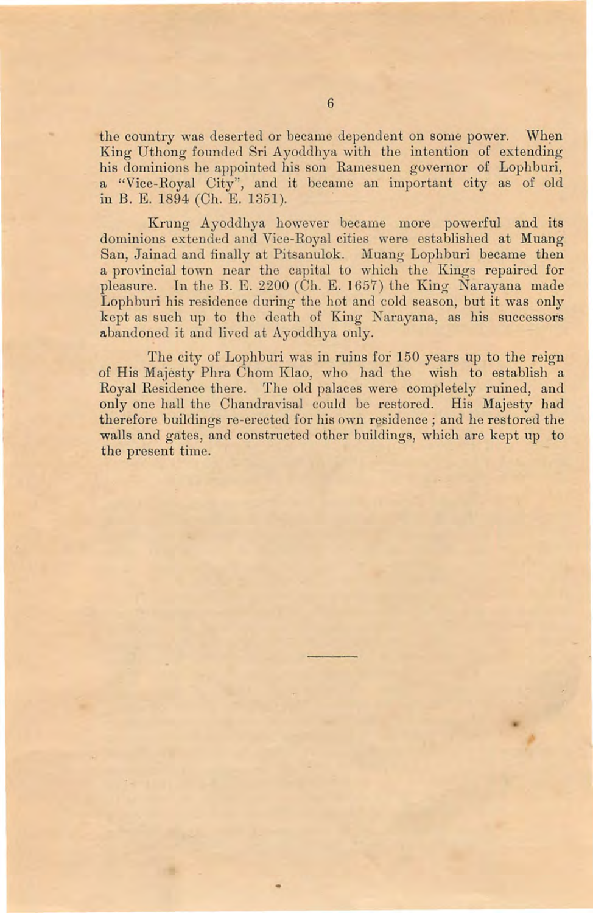the country was deserted or became dependent on some power. When King Uthong founded Sri Ayoddhya with the intention of extending his dominions he appointed his son Ramesuen governor of Lophburi, a "Vice-Royal City", and it became an important city as of old in B. E. 1894 (Ch. E. 1351).

Krung Ayoddhya however became more powerful and its dominions extended and Vice-Royal cities were established at Muang San, Jainad and finally at Pitsanulok. Muang Lophburi became then a provincial town near the capital to which the Kings repaired for pleasure. In the B. E. 2200 (Ch. E. 1657) the King Narayana made Lophburi his residence during the hot and cold season, but it was only kept as such up to the death of King Narayana, as his successors abandoned it and lived at Ayoddhya only.

The city of Lophburi was in ruins for 150 years up to the reign of His Majesty Phra Chom Klao, who had the wish to establish a Royal Residence there. The old palaces were completely ruined, and only one hall the Chandravisal could be restored. His Majesty had therefore buildings re-erected for his own residence ; and he restored the walls and gates, and constructed other buildings, which are kept up to the present time.

---